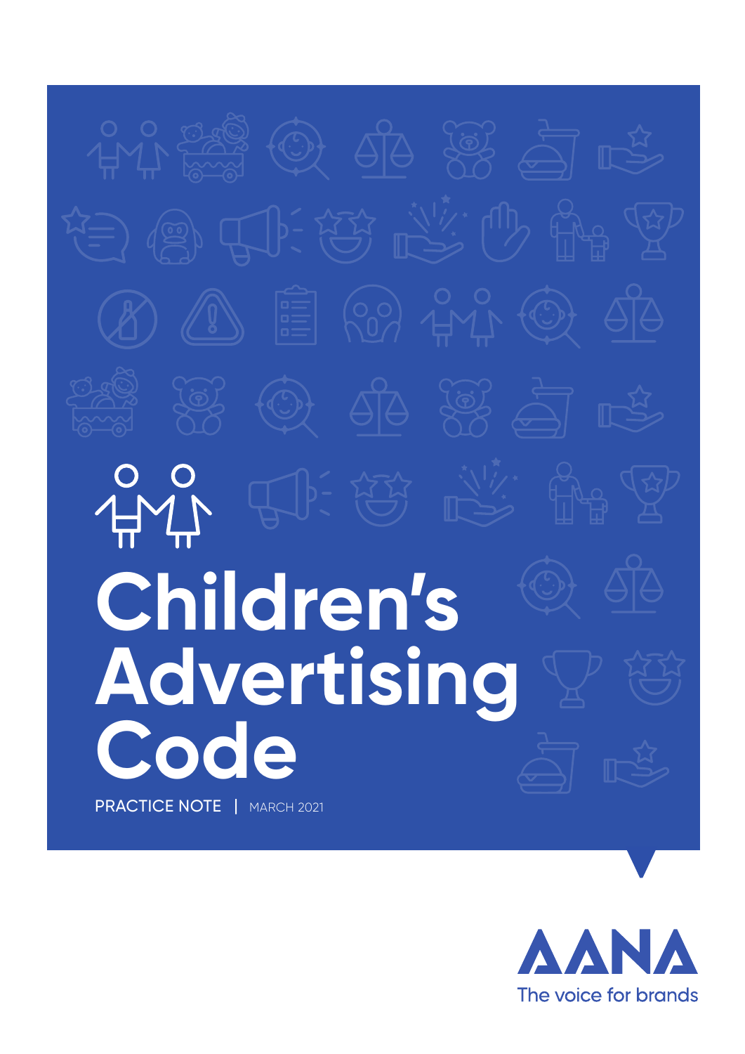# Children's Advertising Code

PRACTICE NOTE | MARCH 2021

AANA

The voice for brands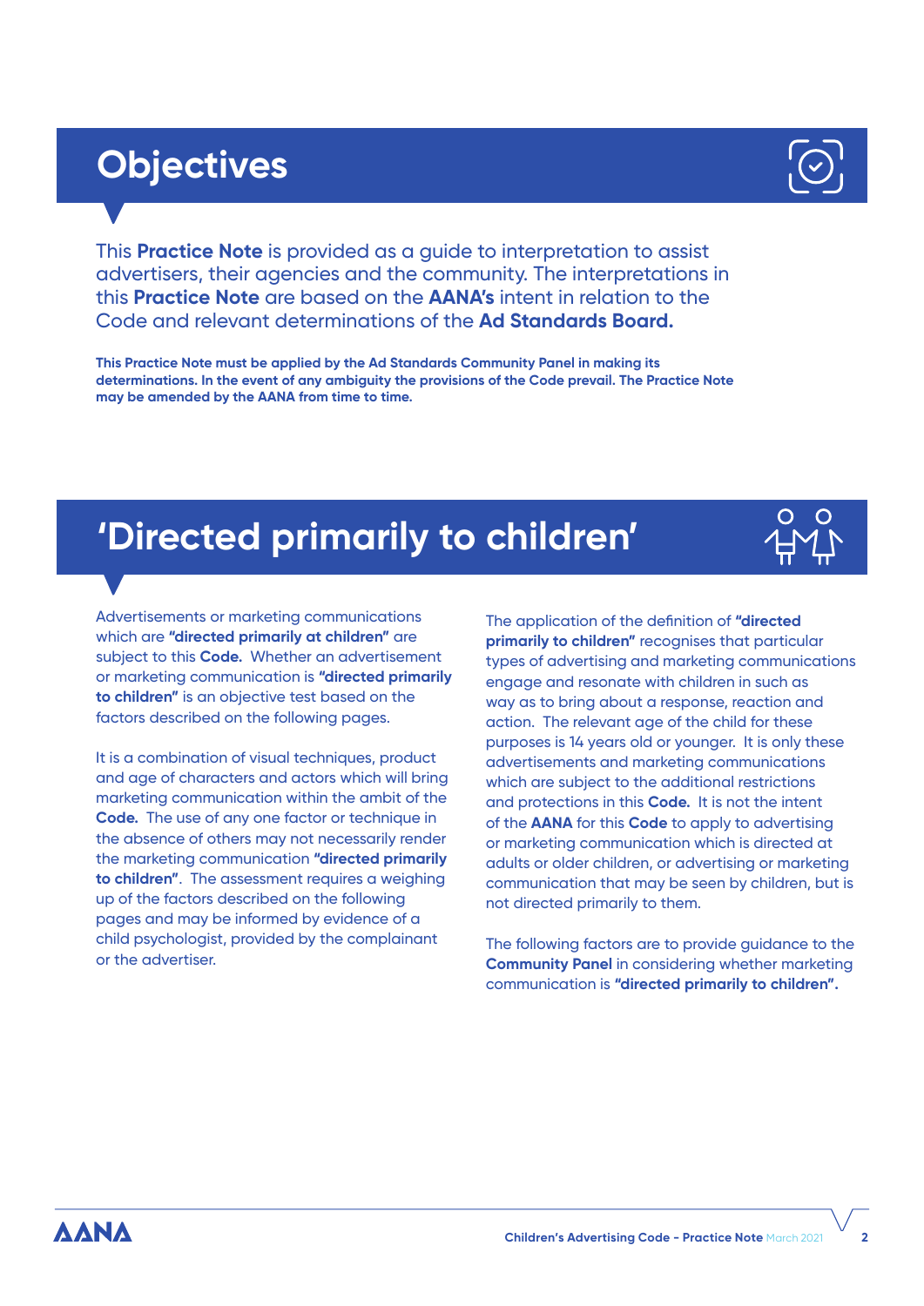# Objectives

This **Practice Note** is provided as a guide to interpretation to assist advertisers, their agencies and the community. The interpretations in this **Practice Note** are based on the **AANA's** intent in relation to the Code and relevant determinations of the **Ad Standards Board.**

**This Practice Note must be applied by the Ad Standards Community Panel in making its determinations. In the event of any ambiguity the provisions of the Code prevail. The Practice Note may be amended by the AANA from time to time.**

# 'Directed primarily to children'

Advertisements or marketing communications which are **"directed primarily at children"** are subject to this **Code.** Whether an advertisement or marketing communication is **"directed primarily to children"** is an objective test based on the factors described on the following pages.

It is a combination of visual techniques, product and age of characters and actors which will bring marketing communication within the ambit of the **Code.** The use of any one factor or technique in the absence of others may not necessarily render the marketing communication **"directed primarily to children"**. The assessment requires a weighing up of the factors described on the following pages and may be informed by evidence of a child psychologist, provided by the complainant or the advertiser.

The application of the definition of **"directed primarily to children"** recognises that particular types of advertising and marketing communications engage and resonate with children in such as way as to bring about a response, reaction and action. The relevant age of the child for these purposes is 14 years old or younger. It is only these advertisements and marketing communications which are subject to the additional restrictions and protections in this **Code.** It is not the intent of the **AANA** for this **Code** to apply to advertising or marketing communication which is directed at adults or older children, or advertising or marketing communication that may be seen by children, but is not directed primarily to them.

The following factors are to provide guidance to the **Community Panel** in considering whether marketing communication is **"directed primarily to children".**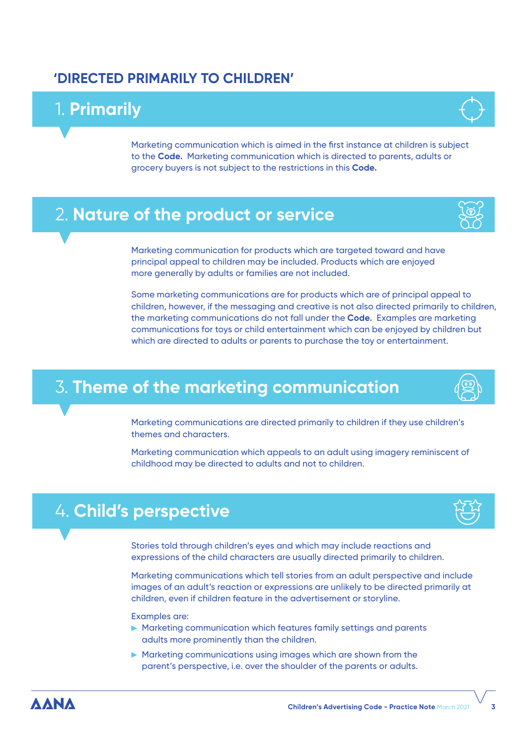## 'DIRECTED PRIMARILY TO CHILDREN'

### 1. Primarily

Marketing communication which is aimed in the first instance at children is subject to the **Code.** Marketing communication which is directed to parents, adults or grocery buyers is not subject to the restrictions in this **Code.**

### 2. Nature of the product or service

Marketing communication for products which are targeted toward and have principal appeal to children may be included. Products which are enjoyed more generally by adults or families are not included.

Some marketing communications are for products which are of principal appeal to children, however, if the messaging and creative is not also directed primarily to children, the marketing communications do not fall under the **Code.** Examples are marketing communications for toys or child entertainment which can be enjoyed by children but which are directed to adults or parents to purchase the toy or entertainment.

### 3. Theme of the marketing communication

Marketing communications are directed primarily to children if they use children's themes and characters.

Marketing communication which appeals to an adult using imagery reminiscent of childhood may be directed to adults and not to children.

### 4. Child's perspective

Stories told through children's eyes and which may include reactions and expressions of the child characters are usually directed primarily to children.

Marketing communications which tell stories from an adult perspective and include images of an adult's reaction or expressions are unlikely to be directed primarily at children, even if children feature in the advertisement or storyline.

Examples are:

- Marketing communication which features family settings and parents adults more prominently than the children.
- Marketing communications using images which are shown from the parent's perspective, i.e. over the shoulder of the parents or adults.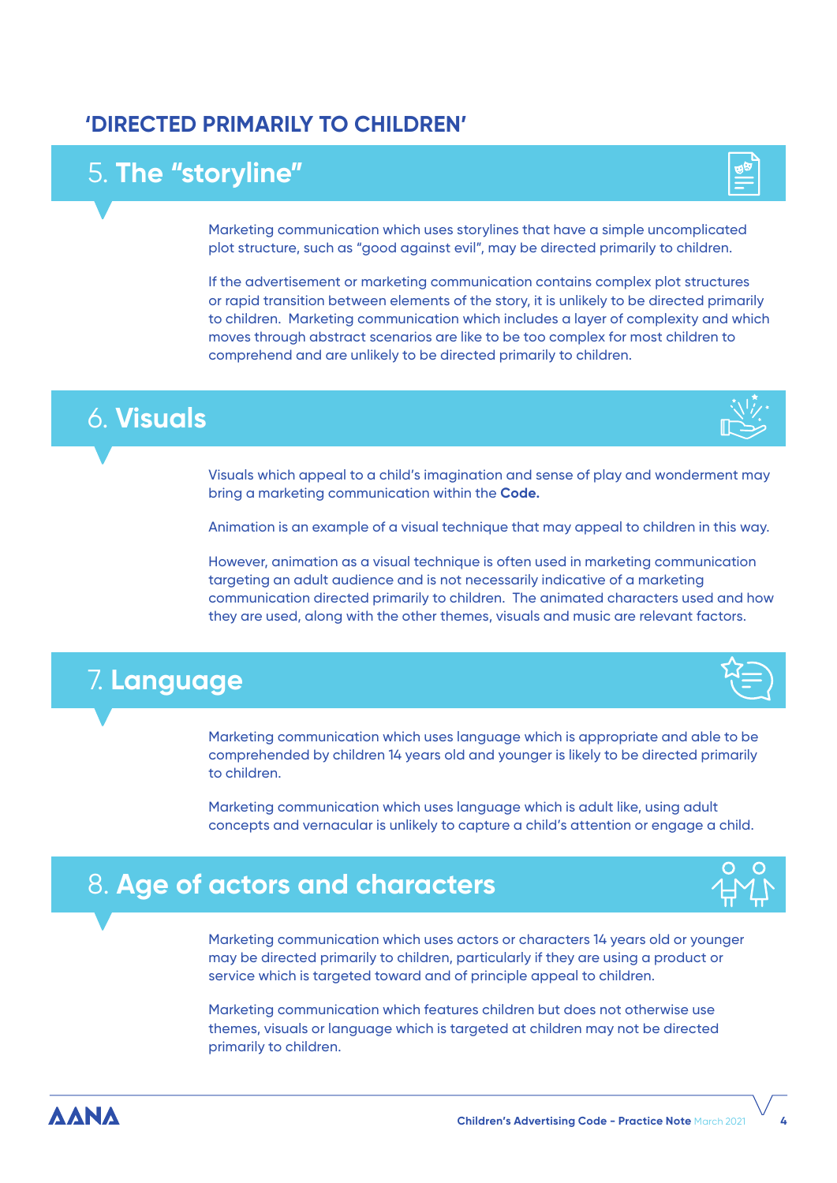## 'DIRECTED PRIMARILY TO CHILDREN'

### 5. **The "storyline"**

Marketing communication which uses storylines that have a simple uncomplicated plot structure, such as "good against evil", may be directed primarily to children.

If the advertisement or marketing communication contains complex plot structures or rapid transition between elements of the story, it is unlikely to be directed primarily to children. Marketing communication which includes a layer of complexity and which moves through abstract scenarios are like to be too complex for most children to comprehend and are unlikely to be directed primarily to children.

### 6. **Visuals**

Visuals which appeal to a child's imagination and sense of play and wonderment may bring a marketing communication within the **Code.**

Animation is an example of a visual technique that may appeal to children in this way.

However, animation as a visual technique is often used in marketing communication targeting an adult audience and is not necessarily indicative of a marketing communication directed primarily to children. The animated characters used and how they are used, along with the other themes, visuals and music are relevant factors.

### 7. **Language**

Marketing communication which uses language which is appropriate and able to be comprehended by children 14 years old and younger is likely to be directed primarily to children.

Marketing communication which uses language which is adult like, using adult concepts and vernacular is unlikely to capture a child's attention or engage a child.

### 8. **Age of actors and characters**

Marketing communication which uses actors or characters 14 years old or younger may be directed primarily to children, particularly if they are using a product or service which is targeted toward and of principle appeal to children.

Marketing communication which features children but does not otherwise use themes, visuals or language which is targeted at children may not be directed primarily to children.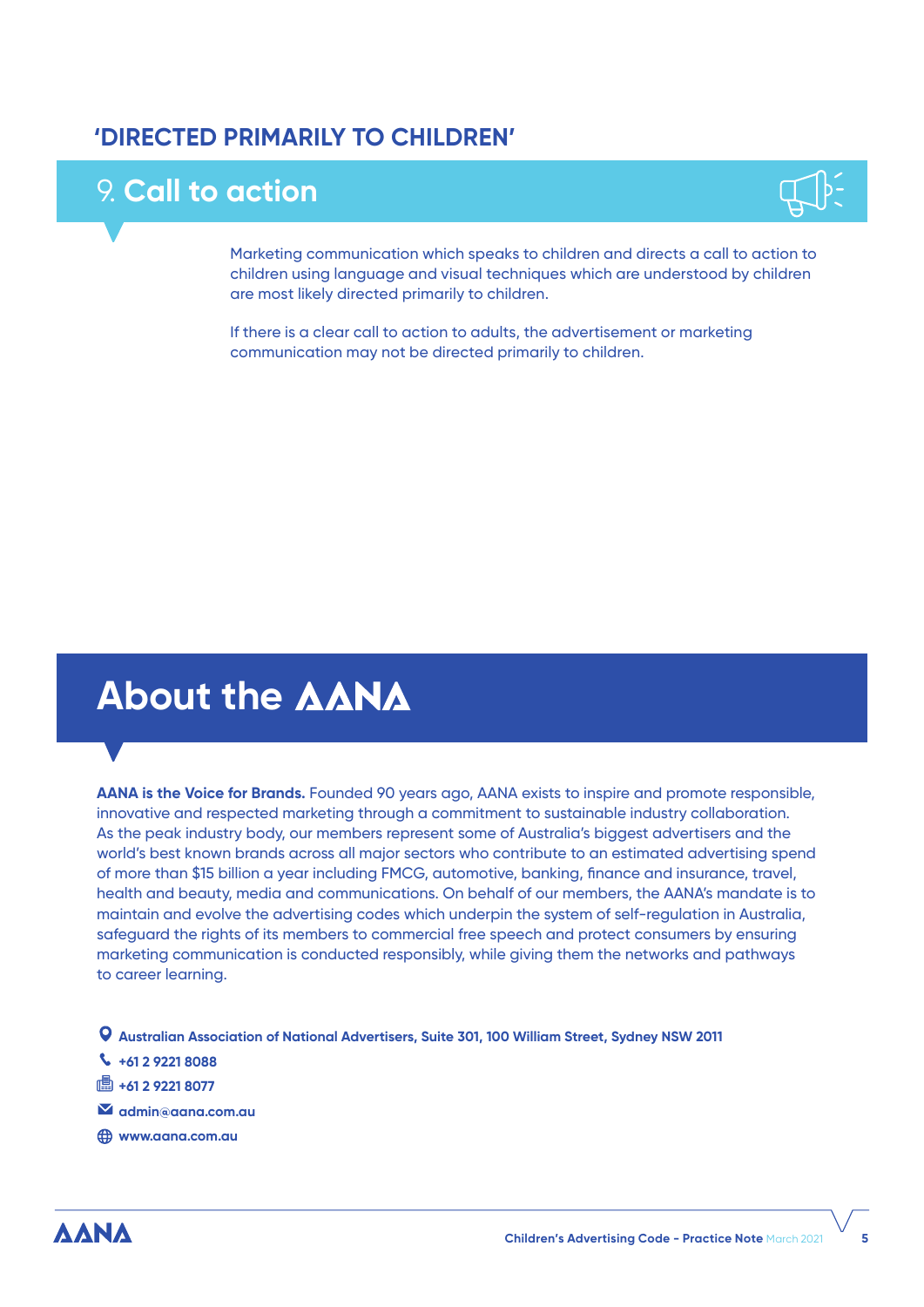## 'DIRECTED PRIMARILY TO CHILDREN'

### 9. Call to action

Marketing communication which speaks to children and directs a call to action to children using language and visual techniques which are understood by children are most likely directed primarily to children.

If there is a clear call to action to adults, the advertisement or marketing communication may not be directed primarily to children.

## About the AANA

**AANA is the Voice for Brands.** Founded 90 years ago, AANA exists to inspire and promote responsible, innovative and respected marketing through a commitment to sustainable industry collaboration. As the peak industry body, our members represent some of Australia's biggest advertisers and the world's best known brands across all major sectors who contribute to an estimated advertising spend of more than $15 billion a year including FMCG, automotive, banking, finance and insurance, travel, health and beauty, media and communications. On behalf of our members, the AANA's mandate is to maintain and evolve the advertising codes which underpin the system of self-regulation in Australia, safeguard the rights of its members to commercial free speech and protect consumers by ensuring marketing communication is conducted responsibly, while giving them the networks and pathways to career learning.

**Australian Association of National Advertisers, Suite 301, 100 William Street, Sydney NSW 2011**

**+61 2 9221 8088**

**+61 2 9221 8077**

**admin@aana.com.au**

**www.aana.com.au**